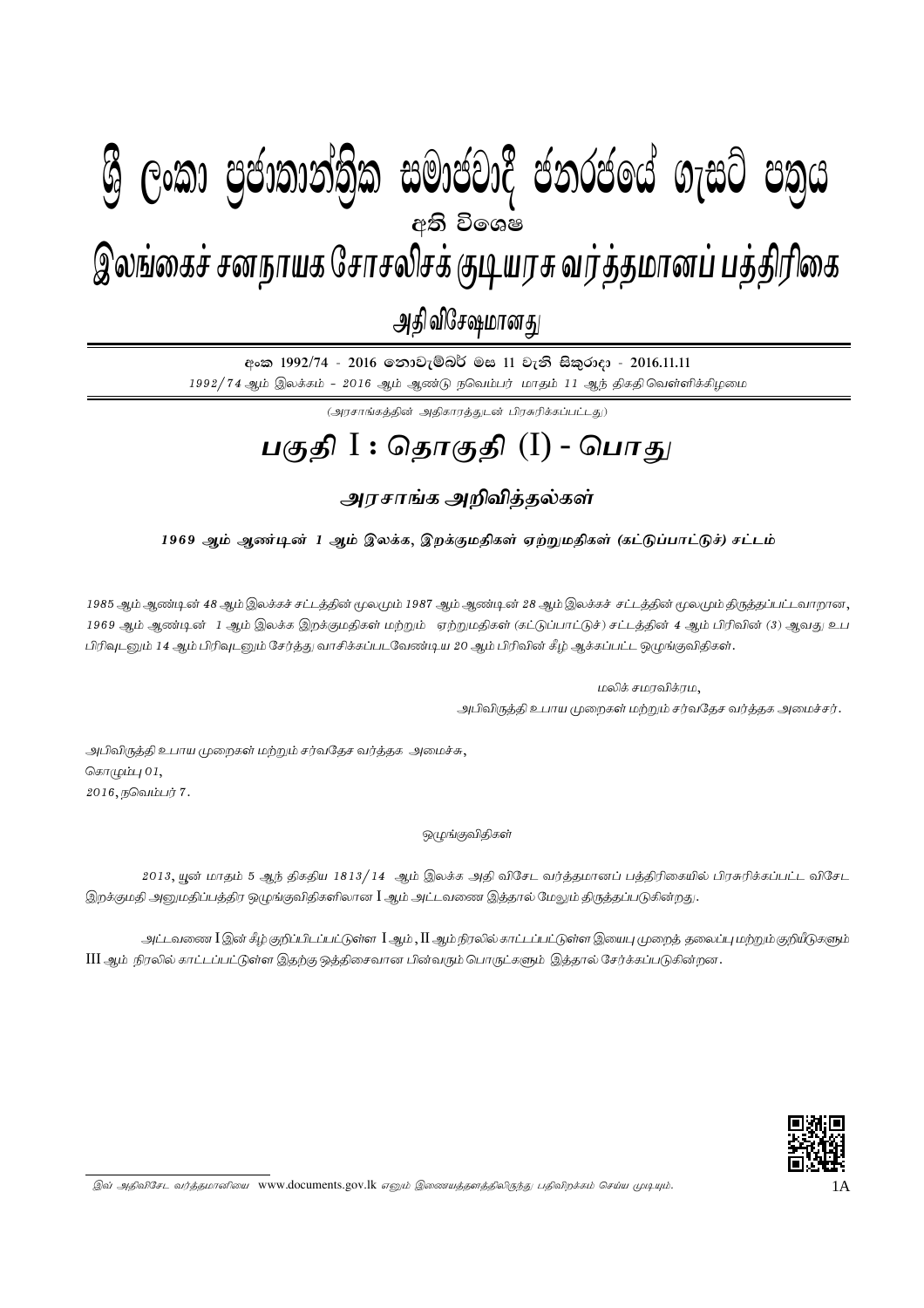# ශ්‍රී ලංකා ප්‍රජාතාන්ත්‍රික සමාජවාදී ජනරජයේ ගැසට් පත්‍රය

අති විශෙෂ

# இலங்கைச் சனநாயக சோசலிசக் குடியரசு வர்த்தமானப் பத்திரிகை

அதி விசேஷமானது

අංක 1992/74 - 2016 නොවැම්බර් මස 11 වැනි සිකුරාදා - 2016.11.11

1992/74 ஆம் இலக்கம் - 2016 ஆம் ஆண்டு நவெம்பர் மாதம் 11 ஆந் திகதி வெள்ளிக்கிழமை

(அரசாங்கத்தின் அதிகாரத்துடன் பிரசுரிக்கப்பட்டது)

## பகுதி I : தொகுதி (I) - பொது

### அரசாங்க அறிவித்தல்கள்

***1969 ஆம் ஆண்டின் 1 ஆம் இலக்க, இறக்குமதிகள் ஏற்றுமதிகள் (கட்டுப்பாட்டுச்) சட்டம்***

*1985 ஆம் ஆண்டின் 48 ஆம் இலக்கச் சட்டத்தின் மூலமும் 1987 ஆம் ஆண்டின் 28 ஆம் இலக்கச் சட்டத்தின் மூலமும் திருத்தப்பட்டவாறான, 1969 ஆம் ஆண்டின் 1 ஆம் இலக்க இறக்குமதிகள் மற்றும் ஏற்றுமதிகள் (கட்டுப்பாட்டுச்) சட்டத்தின் 4 ஆம் பிரிவின் (3) ஆவது உப பிரிவுடனும் 14 ஆம் பிரிவுடனும் சேர்த்து வாசிக்கப்படவேண்டிய 20 ஆம் பிரிவின் கீழ் ஆக்கப்பட்ட ஒழுங்குவிதிகள்.*

மலிக் சமரவிக்ரம,
அபிவிருத்தி உபாய முறைகள் மற்றும் சர்வதேச வர்த்தக அமைச்சர்.

அபிவிருத்தி உபாய முறைகள் மற்றும் சர்வதேச வர்த்தக அமைச்சு,
கொழும்பு 01,
2016, நவெம்பர் 7.

ஒழுங்குவிதிகள்

2013, யூன் மாதம் 5 ஆந் திகதிய 1813/14 ஆம் இலக்க அதி விசேட வர்த்தமானப் பத்திரிகையில் பிரசுரிக்கப்பட்ட விசேட இறக்குமதி அனுமதிப்பத்திர ஒழுங்குவிதிகளிலான I ஆம் அட்டவணை இத்தால் மேலும் திருத்தப்படுகின்றது.

அட்டவணை I இன் கீழ் குறிப்பிடப்பட்டுள்ள I ஆம், II ஆம் நிரலில் காட்டப்பட்டுள்ள இயைபு முறைத் தலைப்பு மற்றும் குறியீடுகளும் III ஆம் நிரலில் காட்டப்பட்டுள்ள இதற்கு ஒத்திசைவான பின்வரும் பொருட்களும் இத்தால் சேர்க்கப்படுகின்றன.

*இவ் அதிவிசேட வர்த்தமானியை www.documents.gov.lk எனும் இணையத்தளத்திலிருந்து பதிவிறக்கம் செய்ய முடியும்.*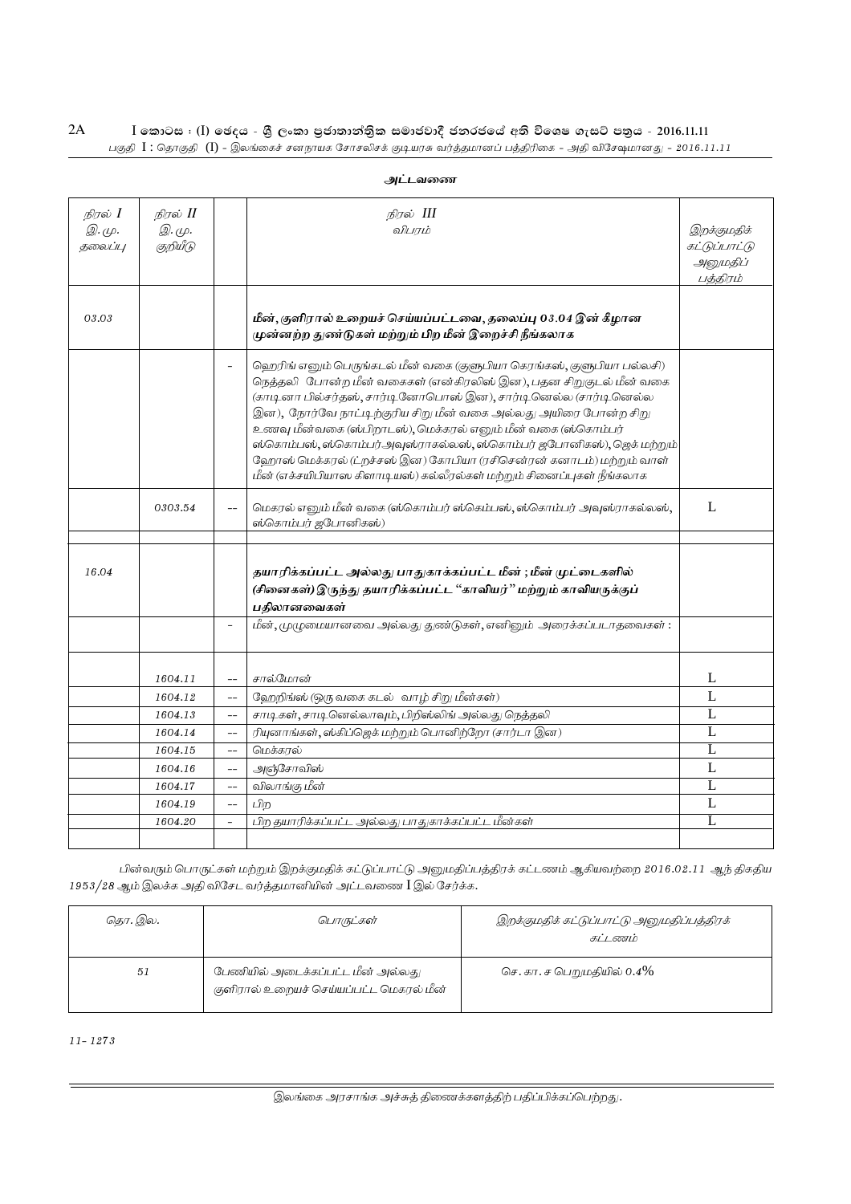அட்டவணை

| நிரல் I இ. மு. தலைப்பு | நிரல் II இ. மு. குறியீடு | | நிரல் III விபரம் | இறக்குமதிக் கட்டுப்பாட்டு அனுமதிப் பத்திரம் |
|---|---|---|---|---|
| 03.03 | | | **மீன், குளிரால் உறையச் செய்யப்பட்டவை, தலைப்பு 03.04 இன் கீழான முன்னற்ற துண்டுகள் மற்றும் பிற மீன் இறைச்சி நீங்கலாக** | |
| | | - | ஹெரிங் எனும் பெருங்கடல் மீன் வகை (குளுபியா கெரங்கஸ், குளுபியா பல்லசி) நெத்தலி போன்ற மீன் வகைகள் (என்கிரலிஸ் இன), பதன சிறுகுடல் மீன் வகை (காடினா பில்சர்தஸ், சார்டினோபொஸ் இன), சார்டினெல்ல (சார்டினெல்ல இன), நோர்வே நாட்டிற்குரிய சிறு மீன் வகை அல்லது அயிரை போன்ற சிறு உணவு மீன்வகை (ஸ்பிறாடஸ்), மெக்கரல் எனும் மீன் வகை (ஸ்கொம்பர் ஸ்கொம்பஸ், ஸ்கொம்பர் அவுஸ்ராகல்லஸ், ஸ்கொம்பர் ஜபோனிகஸ்), ஜெக் மற்றும் ஹோறஸ் மெக்கரல் (ட்றச்சஸ் இன) கோபியா (ரசிசென்ரன் கனாடம்) மற்றும் வாள் மீன் (எக்சயிபியாஸ கிளாடியஸ்) கல்லீரல்கள் மற்றும் சினைப்புகள் நீங்கலாக | |
| | 0303.54 | -- | மெகரல் எனும் மீன் வகை (ஸ்கொம்பர் ஸ்கெம்பஸ், ஸ்கொம்பர் அவுஸ்ராகல்லஸ், ஸ்கொம்பர் ஜபோனிகஸ்) | L |
| | | | | |
| 16.04 | | | **தயாரிக்கப்பட்ட அல்லது பாதுகாக்கப்பட்ட மீன் ; மீன் முட்டைகளில் (சினைகள்) இருந்து தயாரிக்கப்பட்ட "காவியர்" மற்றும் காவியருக்குப் பதிலானவைகள்** | |
| | | - | மீன், முழுமையானவை அல்லது துண்டுகள், எனினும் அரைக்கப்படாதவைகள் : | |
| | 1604.11 | -- | சால்மோன் | L |
| | 1604.12 | -- | ஹேறிங்ஸ் (ஒரு வகை கடல் வாழ் சிறு மீன்கள்) | L |
| | 1604.13 | -- | சாடிகள், சாடினெல்லாவும், பிறிஸ்லிங் அல்லது நெத்தலி | L |
| | 1604.14 | -- | ரியுனாங்கள், ஸ்கிப்ஜெக் மற்றும் பொனிற்றோ (சார்டா இன) | L |
| | 1604.15 | -- | மெக்கரல் | L |
| | 1604.16 | -- | அஞ்சோவிஸ் | L |
| | 1604.17 | -- | விலாங்கு மீன் | L |
| | 1604.19 | -- | பிற | L |
| | 1604.20 | - | பிற தயாரிக்கப்பட்ட அல்லது பாதுகாக்கப்பட்ட மீன்கள் | L |

பின்வரும் பொருட்கள் மற்றும் இறக்குமதிக் கட்டுப்பாட்டு அனுமதிப்பத்திரக் கட்டணம் ஆகியவற்றை 2016.02.11 ஆந் திகதிய 1953/28 ஆம் இலக்க அதி விசேட வர்த்தமானியின் அட்டவணை I இல் சேர்க்க.

| தொ. இல. | பொருட்கள் | இறக்குமதிக் கட்டுப்பாட்டு அனுமதிப்பத்திரக் கட்டணம் |
|---|---|---|
| 51 | பேணியில் அடைக்கப்பட்ட மீன் அல்லது குளிரால் உறையச் செய்யப்பட்ட மெகரல் மீன் | செ. கா. ச பெறுமதியில் 0.4% |

11- 1273

இலங்கை அரசாங்க அச்சுத் திணைக்களத்திற் பதிப்பிக்கப்பெற்றது.